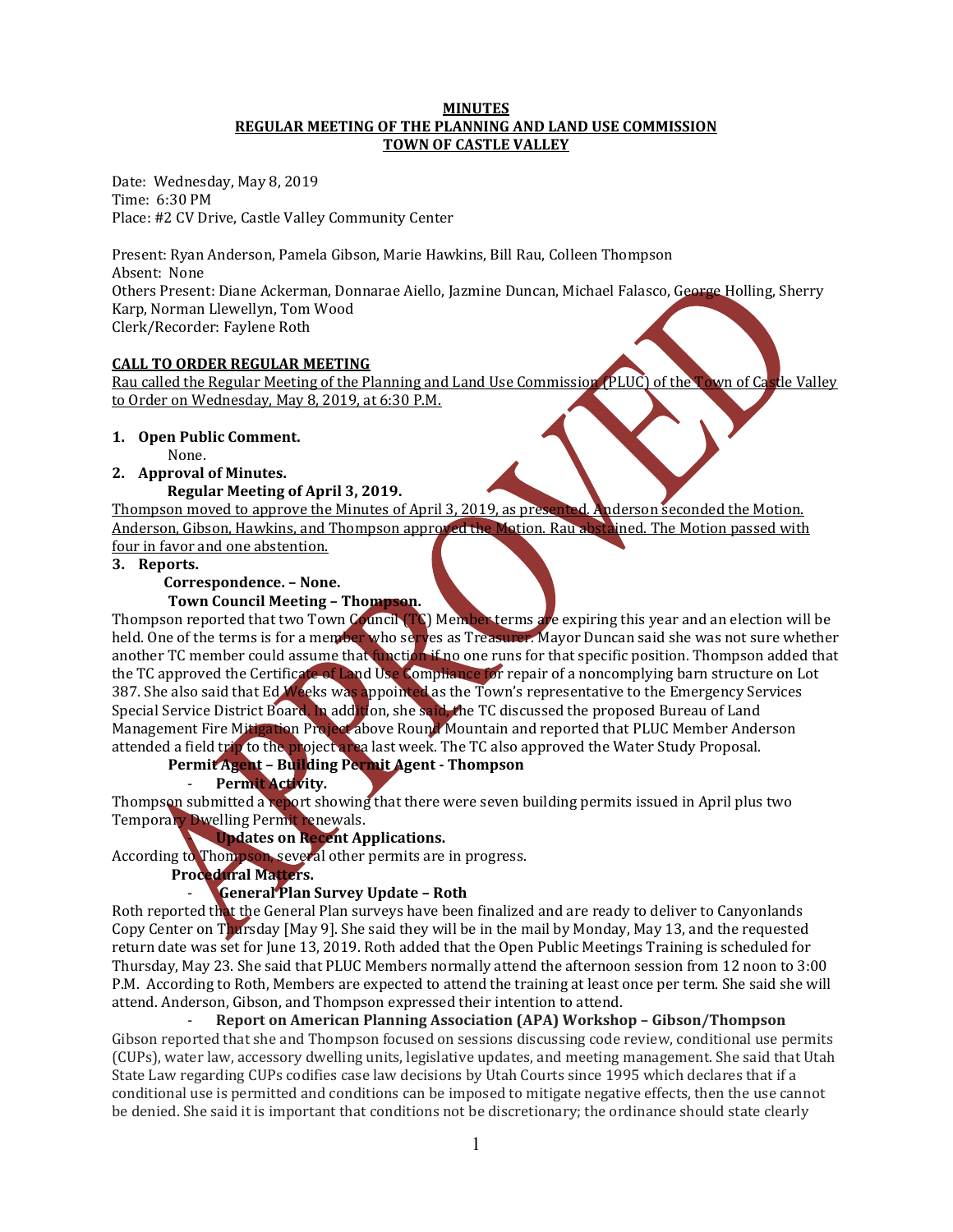**MINUTES**
**REGULAR MEETING OF THE PLANNING AND LAND USE COMMISSION**
**TOWN OF CASTLE VALLEY**

Date: Wednesday, May 8, 2019
Time: 6:30 PM
Place: #2 CV Drive, Castle Valley Community Center

Present: Ryan Anderson, Pamela Gibson, Marie Hawkins, Bill Rau, Colleen Thompson
Absent: None
Others Present: Diane Ackerman, Donnarae Aiello, Jazmine Duncan, Michael Falasco, George Holling, Sherry Karp, Norman Llewellyn, Tom Wood
Clerk/Recorder: Faylene Roth

**CALL TO ORDER REGULAR MEETING**
Rau called the Regular Meeting of the Planning and Land Use Commission (PLUC) of the Town of Castle Valley to Order on Wednesday, May 8, 2019, at 6:30 P.M.

1. **Open Public Comment.**
   None.
2. **Approval of Minutes.**
   **Regular Meeting of April 3, 2019.**

Thompson moved to approve the Minutes of April 3, 2019, as presented. Anderson seconded the Motion. Anderson, Gibson, Hawkins, and Thompson approved the Motion. Rau abstained. The Motion passed with four in favor and one abstention.

3. **Reports.**
   **Correspondence. – None.**
   **Town Council Meeting – Thompson.**

Thompson reported that two Town Council (TC) Member terms are expiring this year and an election will be held. One of the terms is for a member who serves as Treasurer. Mayor Duncan said she was not sure whether another TC member could assume that function if no one runs for that specific position. Thompson added that the TC approved the Certificate of Land Use Compliance for repair of a noncomplying barn structure on Lot 387. She also said that Ed Weeks was appointed as the Town's representative to the Emergency Services Special Service District Board. In addition, she said, the TC discussed the proposed Bureau of Land Management Fire Mitigation Project above Round Mountain and reported that PLUC Member Anderson attended a field trip to the project area last week. The TC also approved the Water Study Proposal.

**Permit Agent – Building Permit Agent - Thompson**
- **Permit Activity.**

Thompson submitted a report showing that there were seven building permits issued in April plus two Temporary Dwelling Permit renewals.

- **Updates on Recent Applications.**

According to Thompson, several other permits are in progress.

**Procedural Matters.**
- **General Plan Survey Update – Roth**

Roth reported that the General Plan surveys have been finalized and are ready to deliver to Canyonlands Copy Center on Thursday [May 9]. She said they will be in the mail by Monday, May 13, and the requested return date was set for June 13, 2019. Roth added that the Open Public Meetings Training is scheduled for Thursday, May 23. She said that PLUC Members normally attend the afternoon session from 12 noon to 3:00 P.M. According to Roth, Members are expected to attend the training at least once per term. She said she will attend. Anderson, Gibson, and Thompson expressed their intention to attend.

- **Report on American Planning Association (APA) Workshop – Gibson/Thompson**

Gibson reported that she and Thompson focused on sessions discussing code review, conditional use permits (CUPs), water law, accessory dwelling units, legislative updates, and meeting management. She said that Utah State Law regarding CUPs codifies case law decisions by Utah Courts since 1995 which declares that if a conditional use is permitted and conditions can be imposed to mitigate negative effects, then the use cannot be denied. She said it is important that conditions not be discretionary; the ordinance should state clearly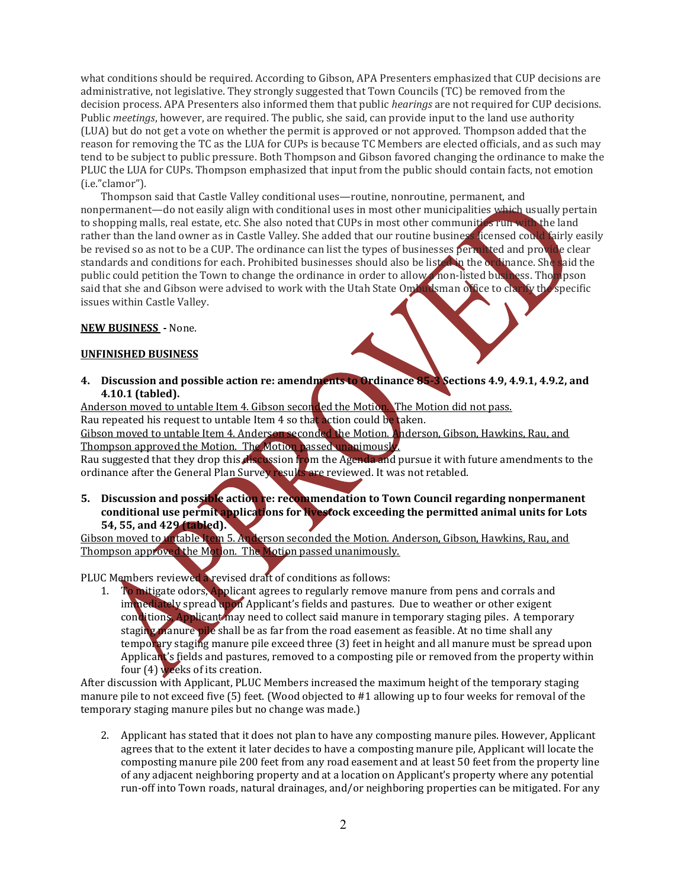what conditions should be required. According to Gibson, APA Presenters emphasized that CUP decisions are administrative, not legislative. They strongly suggested that Town Councils (TC) be removed from the decision process. APA Presenters also informed them that public *hearings* are not required for CUP decisions. Public *meetings*, however, are required. The public, she said, can provide input to the land use authority (LUA) but do not get a vote on whether the permit is approved or not approved. Thompson added that the reason for removing the TC as the LUA for CUPs is because TC Members are elected officials, and as such may tend to be subject to public pressure. Both Thompson and Gibson favored changing the ordinance to make the PLUC the LUA for CUPs. Thompson emphasized that input from the public should contain facts, not emotion (i.e."clamor").

Thompson said that Castle Valley conditional uses—routine, nonroutine, permanent, and nonpermanent—do not easily align with conditional uses in most other municipalities which usually pertain to shopping malls, real estate, etc. She also noted that CUPs in most other communities run with the land rather than the land owner as in Castle Valley. She added that our routine business licensed could fairly easily be revised so as not to be a CUP. The ordinance can list the types of businesses permitted and provide clear standards and conditions for each. Prohibited businesses should also be listed in the ordinance. She said the public could petition the Town to change the ordinance in order to allow a non-listed business. Thompson said that she and Gibson were advised to work with the Utah State Ombudsman office to clarify the specific issues within Castle Valley.

**NEW BUSINESS** - None.

**UNFINISHED BUSINESS**

**4. Discussion and possible action re: amendments to Ordinance 85-3 Sections 4.9, 4.9.1, 4.9.2, and 4.10.1 (tabled).**

Anderson moved to untable Item 4. Gibson seconded the Motion. The Motion did not pass.
Rau repeated his request to untable Item 4 so that action could be taken.
Gibson moved to untable Item 4. Anderson seconded the Motion. Anderson, Gibson, Hawkins, Rau, and Thompson approved the Motion. The Motion passed unanimously.
Rau suggested that they drop this discussion from the Agenda and pursue it with future amendments to the ordinance after the General Plan Survey results are reviewed. It was not retabled.

**5. Discussion and possible action re: recommendation to Town Council regarding nonpermanent conditional use permit applications for livestock exceeding the permitted animal units for Lots 54, 55, and 429 (tabled).**

Gibson moved to untable Item 5. Anderson seconded the Motion. Anderson, Gibson, Hawkins, Rau, and Thompson approved the Motion. The Motion passed unanimously.

PLUC Members reviewed a revised draft of conditions as follows:

1. To mitigate odors, Applicant agrees to regularly remove manure from pens and corrals and immediately spread upon Applicant's fields and pastures. Due to weather or other exigent conditions, Applicant may need to collect said manure in temporary staging piles. A temporary staging manure pile shall be as far from the road easement as feasible. At no time shall any temporary staging manure pile exceed three (3) feet in height and all manure must be spread upon Applicant's fields and pastures, removed to a composting pile or removed from the property within four (4) weeks of its creation.

After discussion with Applicant, PLUC Members increased the maximum height of the temporary staging manure pile to not exceed five (5) feet. (Wood objected to #1 allowing up to four weeks for removal of the temporary staging manure piles but no change was made.)

2. Applicant has stated that it does not plan to have any composting manure piles. However, Applicant agrees that to the extent it later decides to have a composting manure pile, Applicant will locate the composting manure pile 200 feet from any road easement and at least 50 feet from the property line of any adjacent neighboring property and at a location on Applicant's property where any potential run-off into Town roads, natural drainages, and/or neighboring properties can be mitigated. For any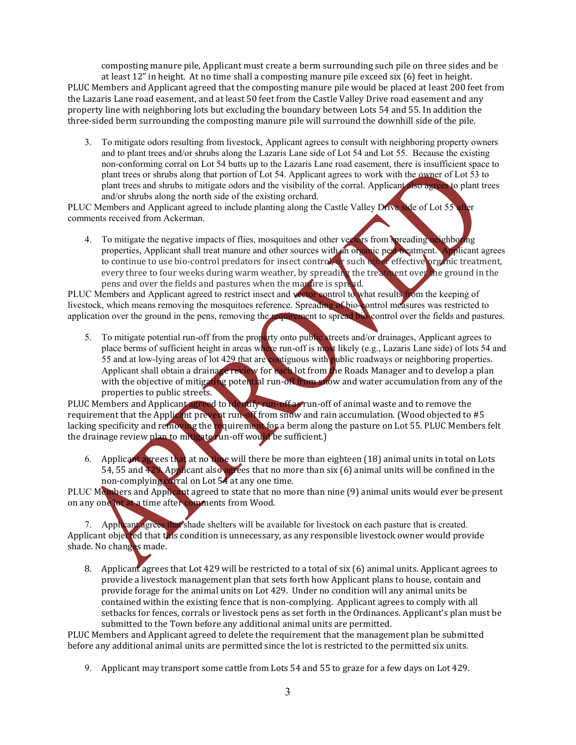composting manure pile, Applicant must create a berm surrounding such pile on three sides and be at least 12" in height. At no time shall a composting manure pile exceed six (6) feet in height.

PLUC Members and Applicant agreed that the composting manure pile would be placed at least 200 feet from the Lazaris Lane road easement, and at least 50 feet from the Castle Valley Drive road easement and any property line with neighboring lots but excluding the boundary between Lots 54 and 55. In addition the three-sided berm surrounding the composting manure pile will surround the downhill side of the pile.

3. To mitigate odors resulting from livestock, Applicant agrees to consult with neighboring property owners and to plant trees and/or shrubs along the Lazaris Lane side of Lot 54 and Lot 55. Because the existing non-conforming corral on Lot 54 butts up to the Lazaris Lane road easement, there is insufficient space to plant trees or shrubs along that portion of Lot 54. Applicant agrees to work with the owner of Lot 53 to plant trees and shrubs to mitigate odors and the visibility of the corral. Applicant also agrees to plant trees and/or shrubs along the north side of the existing orchard.

PLUC Members and Applicant agreed to include planting along the Castle Valley Drive side of Lot 55 after comments received from Ackerman.

4. To mitigate the negative impacts of flies, mosquitoes and other vectors from spreading neighboring properties, Applicant shall treat manure and other sources with an organic pest treatment. Applicant agrees to continue to use bio-control predators for insect control, or such other effective organic treatment, every three to four weeks during warm weather, by spreading the treatment over the ground in the pens and over the fields and pastures when the manure is spread.

PLUC Members and Applicant agreed to restrict insect and vector control to what results from the keeping of livestock, which means removing the mosquitoes reference. Spreading of bio-control measures was restricted to application over the ground in the pens, removing the requirement to spread bio-control over the fields and pastures.

5. To mitigate potential run-off from the property onto public streets and/or drainages, Applicant agrees to place berms of sufficient height in areas where run-off is most likely (e.g., Lazaris Lane side) of lots 54 and 55 and at low-lying areas of lot 429 that are contiguous with public roadways or neighboring properties. Applicant shall obtain a drainage review for each lot from the Roads Manager and to develop a plan with the objective of mitigating potential run-off from snow and water accumulation from any of the properties to public streets.

PLUC Members and Applicant agreed to identify run-off as run-off of animal waste and to remove the requirement that the Applicant prevent run-off from snow and rain accumulation. (Wood objected to #5 lacking specificity and removing the requirement for a berm along the pasture on Lot 55. PLUC Members felt the drainage review plan to mitigate run-off would be sufficient.)

6. Applicant agrees that at no time will there be more than eighteen (18) animal units in total on Lots 54, 55 and 429. Applicant also agrees that no more than six (6) animal units will be confined in the non-complying corral on Lot 54 at any one time.

PLUC Members and Applicant agreed to state that no more than nine (9) animal units would ever be present on any one lot at a time after comments from Wood.

7. Applicant agrees that shade shelters will be available for livestock on each pasture that is created.

Applicant objected that this condition is unnecessary, as any responsible livestock owner would provide shade. No changes made.

8. Applicant agrees that Lot 429 will be restricted to a total of six (6) animal units. Applicant agrees to provide a livestock management plan that sets forth how Applicant plans to house, contain and provide forage for the animal units on Lot 429. Under no condition will any animal units be contained within the existing fence that is non-complying. Applicant agrees to comply with all setbacks for fences, corrals or livestock pens as set forth in the Ordinances. Applicant's plan must be submitted to the Town before any additional animal units are permitted.

PLUC Members and Applicant agreed to delete the requirement that the management plan be submitted before any additional animal units are permitted since the lot is restricted to the permitted six units.

9. Applicant may transport some cattle from Lots 54 and 55 to graze for a few days on Lot 429.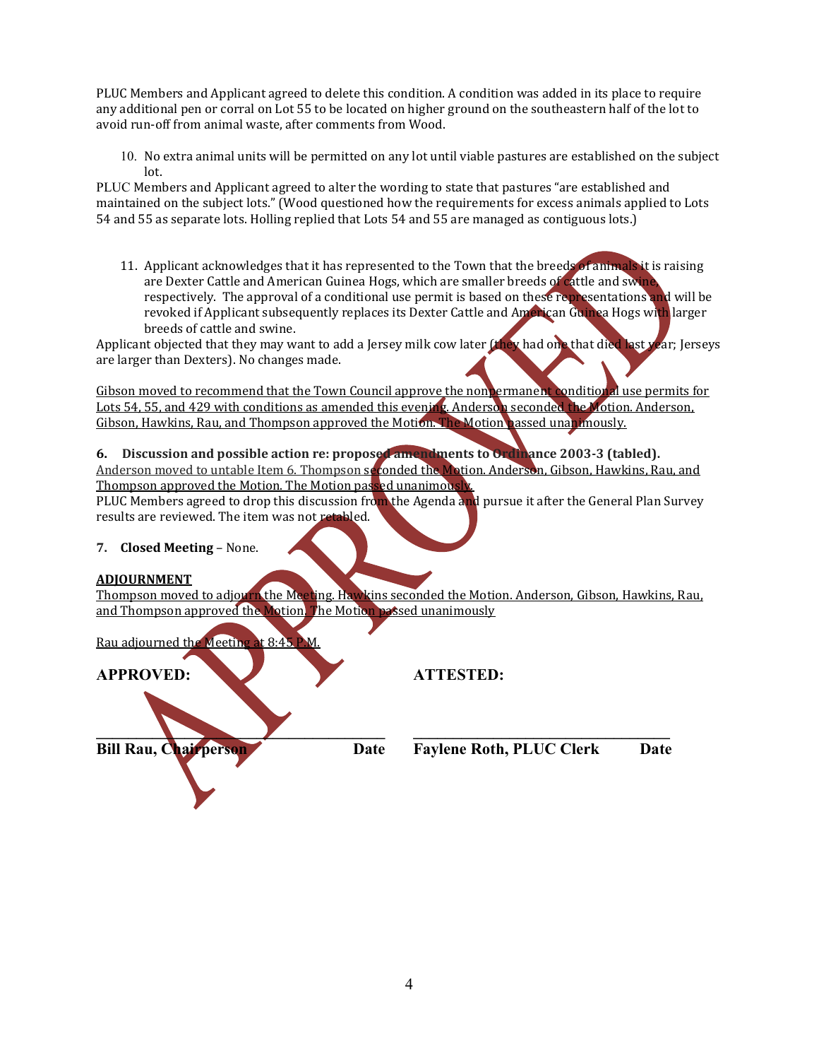PLUC Members and Applicant agreed to delete this condition. A condition was added in its place to require any additional pen or corral on Lot 55 to be located on higher ground on the southeastern half of the lot to avoid run-off from animal waste, after comments from Wood.

10. No extra animal units will be permitted on any lot until viable pastures are established on the subject lot.

PLUC Members and Applicant agreed to alter the wording to state that pastures "are established and maintained on the subject lots." (Wood questioned how the requirements for excess animals applied to Lots 54 and 55 as separate lots. Holling replied that Lots 54 and 55 are managed as contiguous lots.)

11. Applicant acknowledges that it has represented to the Town that the breeds of animals it is raising are Dexter Cattle and American Guinea Hogs, which are smaller breeds of cattle and swine, respectively. The approval of a conditional use permit is based on these representations and will be revoked if Applicant subsequently replaces its Dexter Cattle and American Guinea Hogs with larger breeds of cattle and swine.

Applicant objected that they may want to add a Jersey milk cow later (they had one that died last year; Jerseys are larger than Dexters). No changes made.

Gibson moved to recommend that the Town Council approve the nonpermanent conditional use permits for Lots 54, 55, and 429 with conditions as amended this evening. Anderson seconded the Motion. Anderson, Gibson, Hawkins, Rau, and Thompson approved the Motion. The Motion passed unanimously.

**6. Discussion and possible action re: proposed amendments to Ordinance 2003-3 (tabled).**

Anderson moved to untable Item 6. Thompson seconded the Motion. Anderson, Gibson, Hawkins, Rau, and Thompson approved the Motion. The Motion passed unanimously.

PLUC Members agreed to drop this discussion from the Agenda and pursue it after the General Plan Survey results are reviewed. The item was not retabled.

**7. Closed Meeting** – None.

**ADJOURNMENT**

Thompson moved to adjourn the Meeting. Hawkins seconded the Motion. Anderson, Gibson, Hawkins, Rau, and Thompson approved the Motion. The Motion passed unanimously

Rau adjourned the Meeting at 8:45 P.M.

APPROVED

**APPROVED:** &nbsp;&nbsp;&nbsp;&nbsp;&nbsp;&nbsp;&nbsp;&nbsp; **ATTESTED:**

\_\_\_\_\_\_\_\_\_\_\_\_\_\_\_\_\_\_\_\_\_\_\_\_\_\_\_\_\_\_\_\_ &nbsp;&nbsp;&nbsp;&nbsp; \_\_\_\_\_\_\_\_\_\_\_\_\_\_\_\_\_\_\_\_\_\_\_\_\_\_\_\_\_\_\_\_

**Bill Rau, Chairperson &nbsp;&nbsp;&nbsp; Date** &nbsp;&nbsp;&nbsp;&nbsp; **Faylene Roth, PLUC Clerk &nbsp;&nbsp;&nbsp; Date**